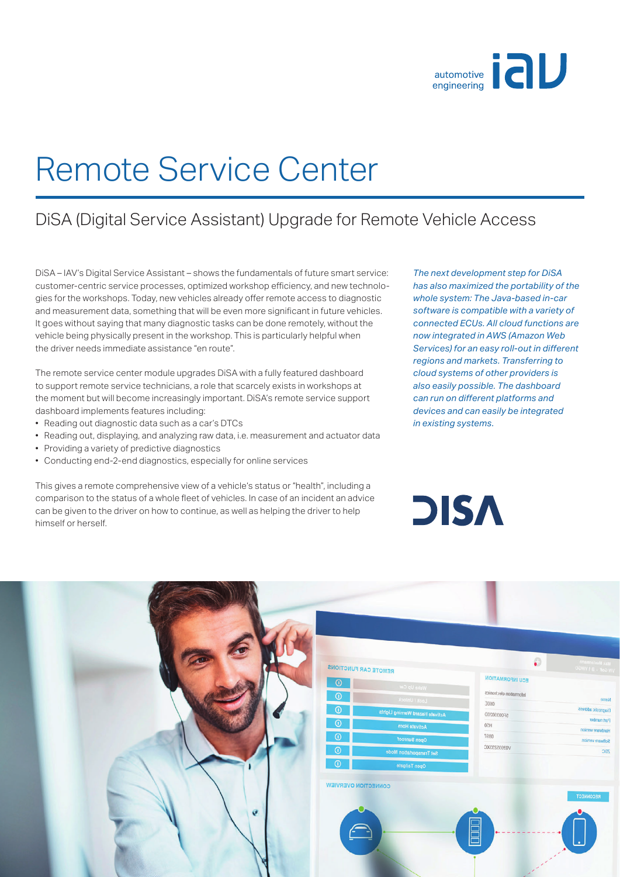# Remote Service Center

## DiSA (Digital Service Assistant) Upgrade for Remote Vehicle Access

DiSA – IAV's Digital Service Assistant – shows the fundamentals of future smart service: customer-centric service processes, optimized workshop efficiency, and new technologies for the workshops. Today, new vehicles already offer remote access to diagnostic and measurement data, something that will be even more significant in future vehicles. It goes without saying that many diagnostic tasks can be done remotely, without the vehicle being physically present in the workshop. This is particularly helpful when the driver needs immediate assistance "en route".

The remote service center module upgrades DiSA with a fully featured dashboard to support remote service technicians, a role that scarcely exists in workshops at the moment but will become increasingly important. DiSA's remote service support dashboard implements features including:

- Reading out diagnostic data such as a car's DTCs
- Reading out, displaying, and analyzing raw data, i.e. measurement and actuator data
- Providing a variety of predictive diagnostics
- Conducting end-2-end diagnostics, especially for online services

This gives a remote comprehensive view of a vehicle's status or "health", including a comparison to the status of a whole fleet of vehicles. In case of an incident an advice can be given to the driver on how to continue, as well as helping the driver to help himself or herself.

*The next development step for DiSA has also maximized the portability of the whole system: The Java-based in-car software is compatible with a variety of connected ECUs. All cloud functions are now integrated in AWS (Amazon Web Services) for an easy roll-out in different regions and markets. Transferring to cloud systems of other providers is also easily possible. The dashboard can run on different platforms and devices and can easily be integrated in existing systems.*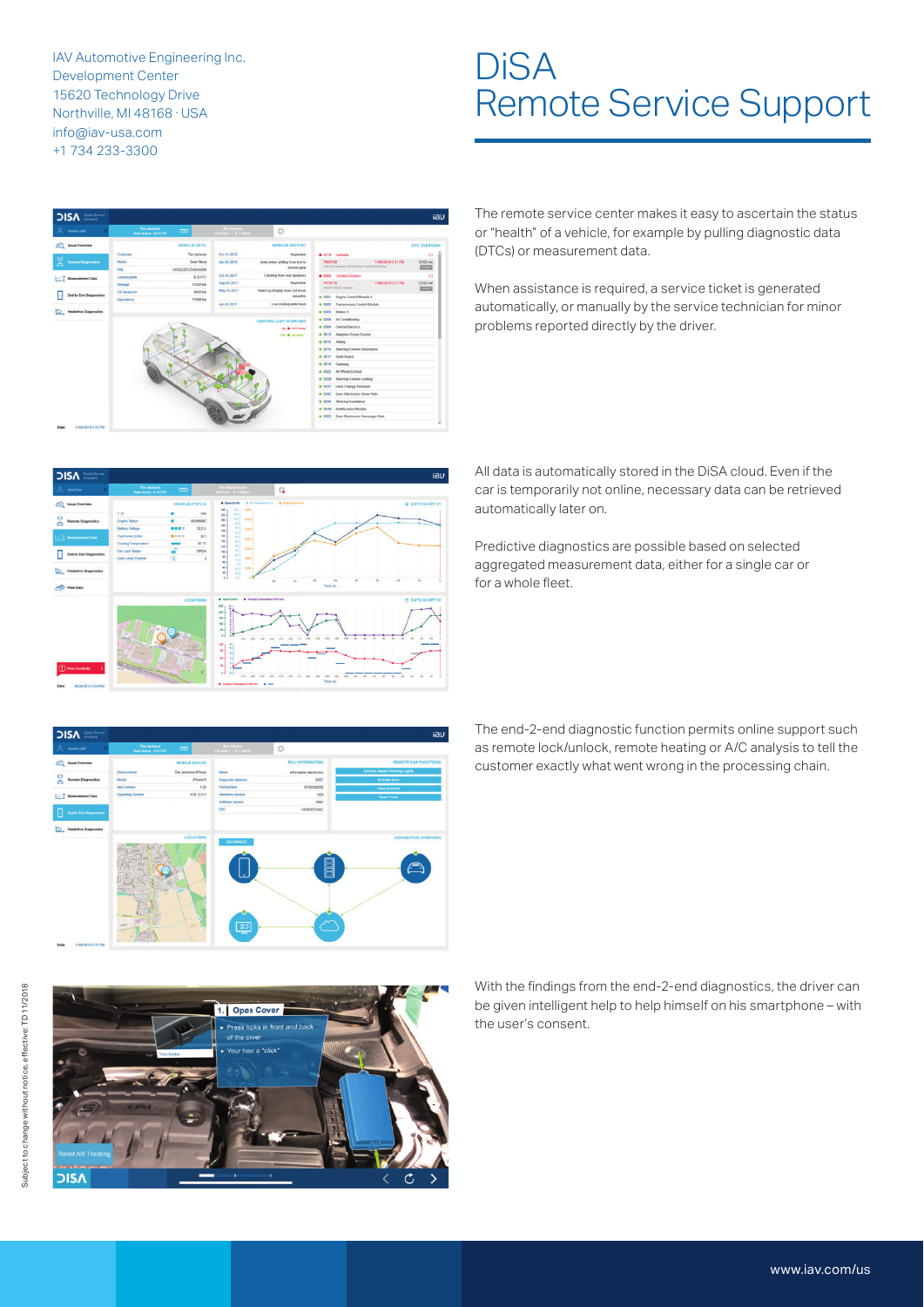IAV Automotive Engineering Inc.
Development Center
15620 Technology Drive
Northville, MI 48168 · USA
info@iav-usa.com
+1 734 233-3300

# DiSA
# Remote Service Support

The remote service center makes it easy to ascertain the status or "health" of a vehicle, for example by pulling diagnostic data (DTCs) or measurement data.

When assistance is required, a service ticket is generated automatically, or manually by the service technician for minor problems reported directly by the driver.

All data is automatically stored in the DiSA cloud. Even if the car is temporarily not online, necessary data can be retrieved automatically later on.

Predictive diagnostics are possible based on selected aggregated measurement data, either for a single car or for a whole fleet.

The end-2-end diagnostic function permits online support such as remote lock/unlock, remote heating or A/C analysis to tell the customer exactly what went wrong in the processing chain.

With the findings from the end-2-end diagnostics, the driver can be given intelligent help to help himself on his smartphone – with the user's consent.

Subject to change without notice, effective: TD 11/2018

www.iav.com/us